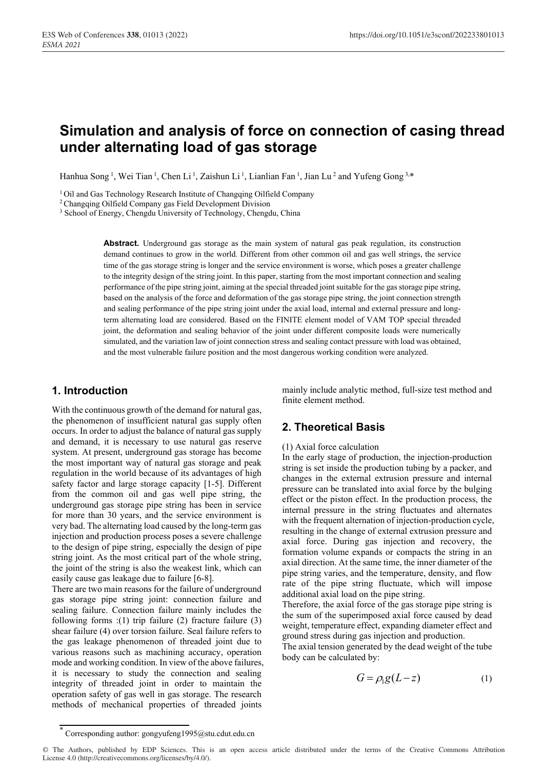# Simulation and analysis of force on connection of casing thread under alternating load of gas storage

Hanhua Song [1], Wei Tian [1], Chen Li [1], Zaishun Li [1], Lianlian Fan [1], Jian Lu [2] and Yufeng Gong [3,*]

[1] Oil and Gas Technology Research Institute of Changqing Oilfield Company

[2] Changqing Oilfield Company gas Field Development Division

[3] School of Energy, Chengdu University of Technology, Chengdu, China

**Abstract.** Underground gas storage as the main system of natural gas peak regulation, its construction demand continues to grow in the world. Different from other common oil and gas well strings, the service time of the gas storage string is longer and the service environment is worse, which poses a greater challenge to the integrity design of the string joint. In this paper, starting from the most important connection and sealing performance of the pipe string joint, aiming at the special threaded joint suitable for the gas storage pipe string, based on the analysis of the force and deformation of the gas storage pipe string, the joint connection strength and sealing performance of the pipe string joint under the axial load, internal and external pressure and long-term alternating load are considered. Based on the FINITE element model of VAM TOP special threaded joint, the deformation and sealing behavior of the joint under different composite loads were numerically simulated, and the variation law of joint connection stress and sealing contact pressure with load was obtained, and the most vulnerable failure position and the most dangerous working condition were analyzed.

## 1. Introduction

With the continuous growth of the demand for natural gas, the phenomenon of insufficient natural gas supply often occurs. In order to adjust the balance of natural gas supply and demand, it is necessary to use natural gas reserve system. At present, underground gas storage has become the most important way of natural gas storage and peak regulation in the world because of its advantages of high safety factor and large storage capacity [1-5]. Different from the common oil and gas well pipe string, the underground gas storage pipe string has been in service for more than 30 years, and the service environment is very bad. The alternating load caused by the long-term gas injection and production process poses a severe challenge to the design of pipe string, especially the design of pipe string joint. As the most critical part of the whole string, the joint of the string is also the weakest link, which can easily cause gas leakage due to failure [6-8].

There are two main reasons for the failure of underground gas storage pipe string joint: connection failure and sealing failure. Connection failure mainly includes the following forms :(1) trip failure (2) fracture failure (3) shear failure (4) over torsion failure. Seal failure refers to the gas leakage phenomenon of threaded joint due to various reasons such as machining accuracy, operation mode and working condition. In view of the above failures, it is necessary to study the connection and sealing integrity of threaded joint in order to maintain the operation safety of gas well in gas storage. The research methods of mechanical properties of threaded joints mainly include analytic method, full-size test method and finite element method.

## 2. Theoretical Basis

(1) Axial force calculation

In the early stage of production, the injection-production string is set inside the production tubing by a packer, and changes in the external extrusion pressure and internal pressure can be translated into axial force by the bulging effect or the piston effect. In the production process, the internal pressure in the string fluctuates and alternates with the frequent alternation of injection-production cycle, resulting in the change of external extrusion pressure and axial force. During gas injection and recovery, the formation volume expands or compacts the string in an axial direction. At the same time, the inner diameter of the pipe string varies, and the temperature, density, and flow rate of the pipe string fluctuate, which will impose additional axial load on the pipe string.

Therefore, the axial force of the gas storage pipe string is the sum of the superimposed axial force caused by dead weight, temperature effect, expanding diameter effect and ground stress during gas injection and production.

The axial tension generated by the dead weight of the tube body can be calculated by:

$$G = \rho_1 g(L - z) \tag{1}$$

* Corresponding author: gongyufeng1995@stu.cdut.edu.cn

© The Authors, published by EDP Sciences. This is an open access article distributed under the terms of the Creative Commons Attribution License 4.0 (http://creativecommons.org/licenses/by/4.0/).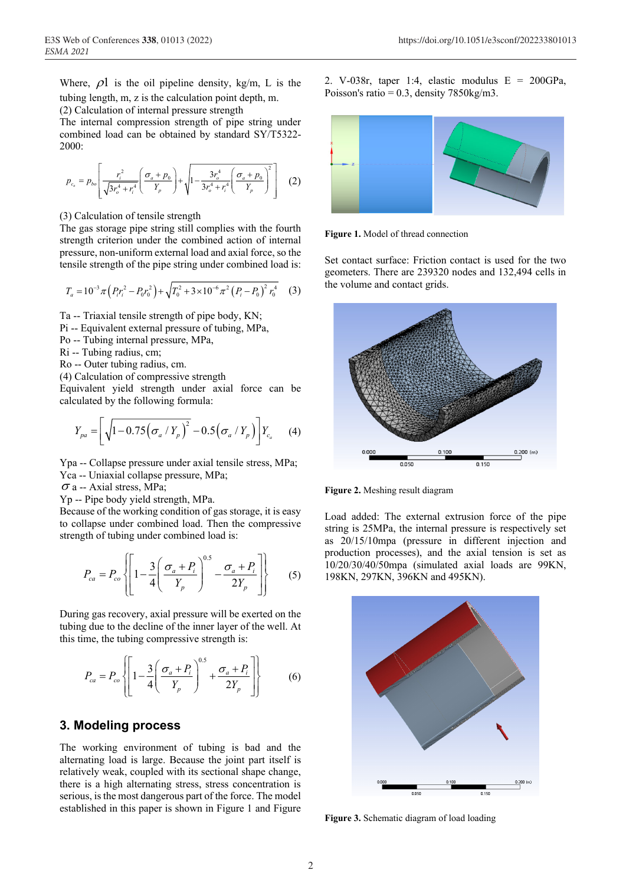Where, $\rho l$ is the oil pipeline density, kg/m, L is the tubing length, m, z is the calculation point depth, m.

(2) Calculation of internal pressure strength

The internal compression strength of pipe string under combined load can be obtained by standard SY/T5322-2000:

$$p_{c_a} = p_{bo}\left[\frac{r_i^2}{\sqrt{3r_o^4+r_i^4}}\left(\frac{\sigma_a+p_0}{Y_p}\right)+\sqrt{1-\frac{3r_o^4}{3r_o^4+r_i^4}\left(\frac{\sigma_a+p_0}{Y_p}\right)^2}\right] \quad (2)$$

(3) Calculation of tensile strength

The gas storage pipe string still complies with the fourth strength criterion under the combined action of internal pressure, non-uniform external load and axial force, so the tensile strength of the pipe string under combined load is:

$$T_a = 10^{-3}\pi\left(P_i r_i^2 - P_0 r_0^2\right)+\sqrt{T_0^2+3\times10^{-6}\pi^2\left(P_i-P_0\right)^2 r_0^4} \quad (3)$$

Ta -- Triaxial tensile strength of pipe body, KN;
Pi -- Equivalent external pressure of tubing, MPa,
Po -- Tubing internal pressure, MPa,
Ri -- Tubing radius, cm;
Ro -- Outer tubing radius, cm.

(4) Calculation of compressive strength

Equivalent yield strength under axial force can be calculated by the following formula:

$$Y_{pa} = \left[\sqrt{1-0.75\left(\sigma_a/Y_p\right)^2}-0.5\left(\sigma_a/Y_p\right)\right]Y_{c_a} \quad (4)$$

Ypa -- Collapse pressure under axial tensile stress, MPa;
Yca -- Uniaxial collapse pressure, MPa;
$\sigma$ a -- Axial stress, MPa;
Yp -- Pipe body yield strength, MPa.

Because of the working condition of gas storage, it is easy to collapse under combined load. Then the compressive strength of tubing under combined load is:

$$P_{ca} = P_{co}\left\{\left[1-\frac{3}{4}\left(\frac{\sigma_a+P_i}{Y_p}\right)^{0.5}-\frac{\sigma_a+P_i}{2Y_p}\right]\right\} \quad (5)$$

During gas recovery, axial pressure will be exerted on the tubing due to the decline of the inner layer of the well. At this time, the tubing compressive strength is:

$$P_{ca} = P_{co}\left\{\left[1-\frac{3}{4}\left(\frac{\sigma_a+P_i}{Y_p}\right)^{0.5}+\frac{\sigma_a+P_i}{2Y_p}\right]\right\} \quad (6)$$

## 3. Modeling process

The working environment of tubing is bad and the alternating load is large. Because the joint part itself is relatively weak, coupled with its sectional shape change, there is a high alternating stress, stress concentration is serious, is the most dangerous part of the force. The model established in this paper is shown in Figure 1 and Figure 2. V-038r, taper 1:4, elastic modulus E = 200GPa, Poisson's ratio = 0.3, density 7850kg/m3.

**Figure 1.** Model of thread connection

Set contact surface: Friction contact is used for the two geometers. There are 239320 nodes and 132,494 cells in the volume and contact grids.

**Figure 2.** Meshing result diagram

Load added: The external extrusion force of the pipe string is 25MPa, the internal pressure is respectively set as 20/15/10mpa (pressure in different injection and production processes), and the axial tension is set as 10/20/30/40/50mpa (simulated axial loads are 99KN, 198KN, 297KN, 396KN and 495KN).

**Figure 3.** Schematic diagram of load loading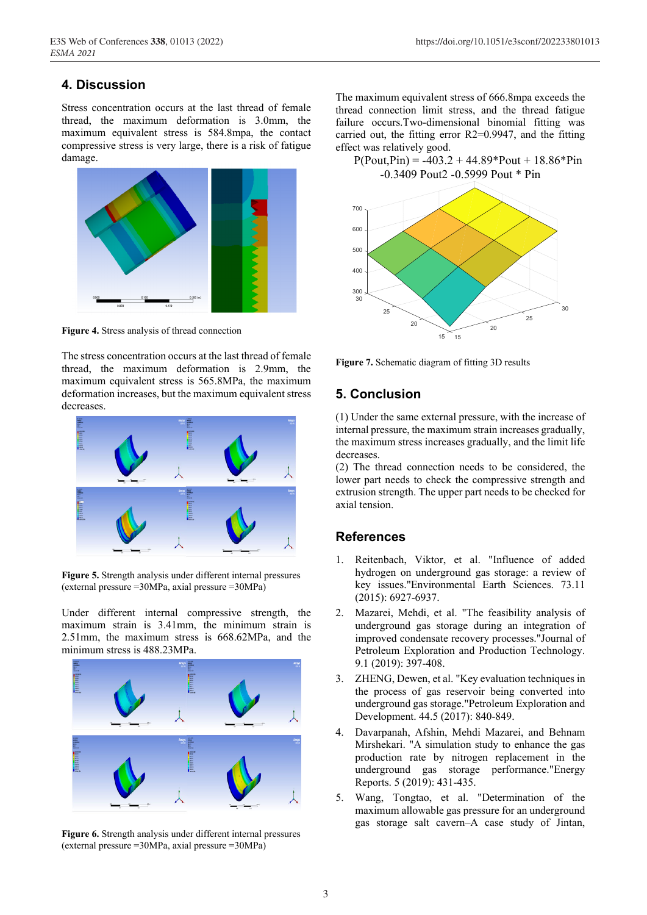## 4. Discussion

Stress concentration occurs at the last thread of female thread, the maximum deformation is 3.0mm, the maximum equivalent stress is 584.8mpa, the contact compressive stress is very large, there is a risk of fatigue damage.

**Figure 4.** Stress analysis of thread connection

The stress concentration occurs at the last thread of female thread, the maximum deformation is 2.9mm, the maximum equivalent stress is 565.8MPa, the maximum deformation increases, but the maximum equivalent stress decreases.

**Figure 5.** Strength analysis under different internal pressures (external pressure =30MPa, axial pressure =30MPa)

Under different internal compressive strength, the maximum strain is 3.41mm, the minimum strain is 2.51mm, the maximum stress is 668.62MPa, and the minimum stress is 488.23MPa.

**Figure 6.** Strength analysis under different internal pressures (external pressure =30MPa, axial pressure =30MPa)

The maximum equivalent stress of 666.8mpa exceeds the thread connection limit stress, and the thread fatigue failure occurs.Two-dimensional binomial fitting was carried out, the fitting error R2=0.9947, and the fitting effect was relatively good.

$$P(Pout,Pin) = -403.2 + 44.89*Pout + 18.86*Pin -0.3409\ Pout2 -0.5999\ Pout * Pin$$

**Figure 7.** Schematic diagram of fitting 3D results

## 5. Conclusion

(1) Under the same external pressure, with the increase of internal pressure, the maximum strain increases gradually, the maximum stress increases gradually, and the limit life decreases.

(2) The thread connection needs to be considered, the lower part needs to check the compressive strength and extrusion strength. The upper part needs to be checked for axial tension.

## References

1. Reitenbach, Viktor, et al. "Influence of added hydrogen on underground gas storage: a review of key issues."Environmental Earth Sciences. 73.11 (2015): 6927-6937.
2. Mazarei, Mehdi, et al. "The feasibility analysis of underground gas storage during an integration of improved condensate recovery processes."Journal of Petroleum Exploration and Production Technology. 9.1 (2019): 397-408.
3. ZHENG, Dewen, et al. "Key evaluation techniques in the process of gas reservoir being converted into underground gas storage."Petroleum Exploration and Development. 44.5 (2017): 840-849.
4. Davarpanah, Afshin, Mehdi Mazarei, and Behnam Mirshekari. "A simulation study to enhance the gas production rate by nitrogen replacement in the underground gas storage performance."Energy Reports. 5 (2019): 431-435.
5. Wang, Tongtao, et al. "Determination of the maximum allowable gas pressure for an underground gas storage salt cavern–A case study of Jintan,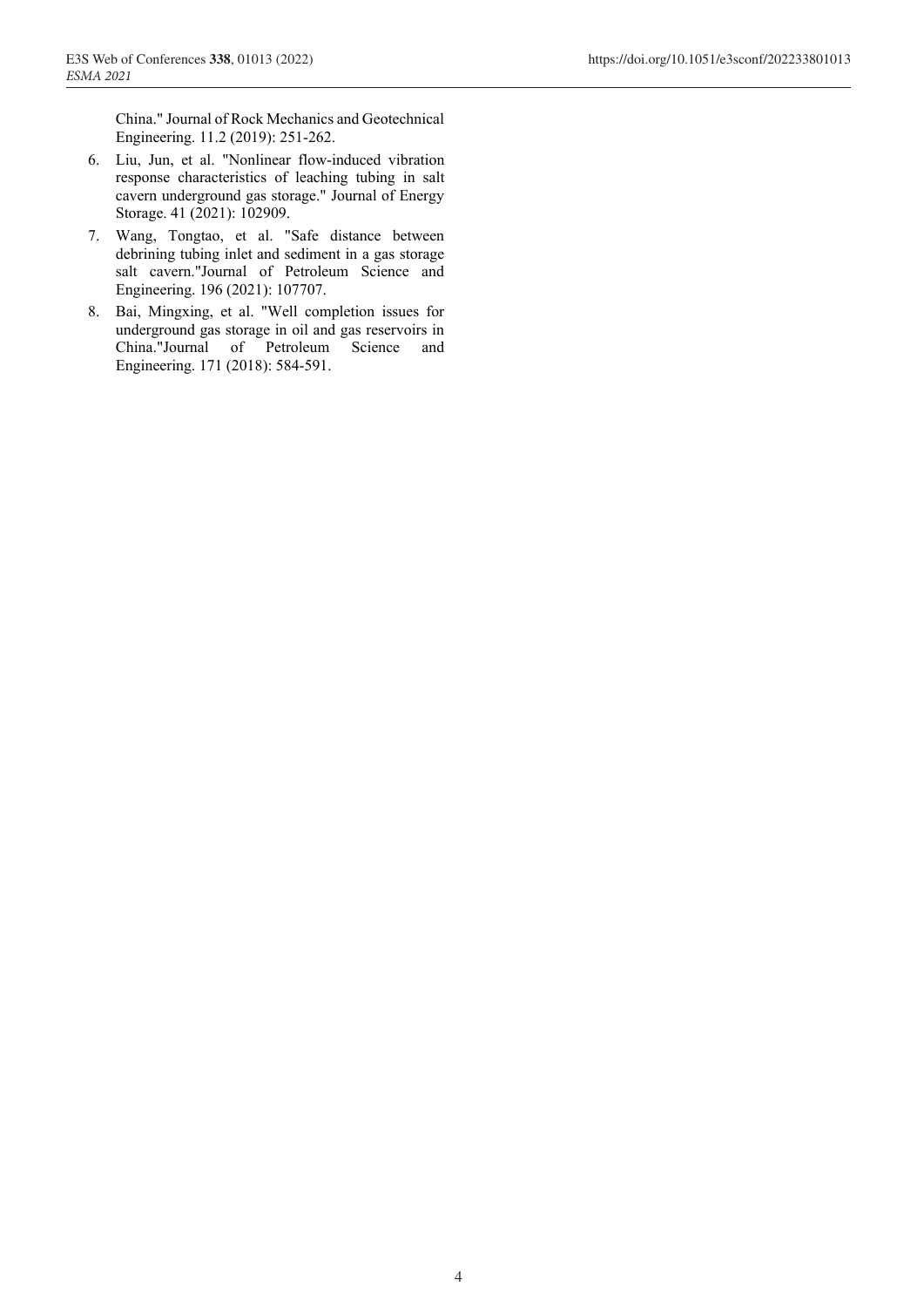China." Journal of Rock Mechanics and Geotechnical Engineering. 11.2 (2019): 251-262.

6. Liu, Jun, et al. "Nonlinear flow-induced vibration response characteristics of leaching tubing in salt cavern underground gas storage." Journal of Energy Storage. 41 (2021): 102909.
7. Wang, Tongtao, et al. "Safe distance between debrining tubing inlet and sediment in a gas storage salt cavern."Journal of Petroleum Science and Engineering. 196 (2021): 107707.
8. Bai, Mingxing, et al. "Well completion issues for underground gas storage in oil and gas reservoirs in China."Journal of Petroleum Science and Engineering. 171 (2018): 584-591.